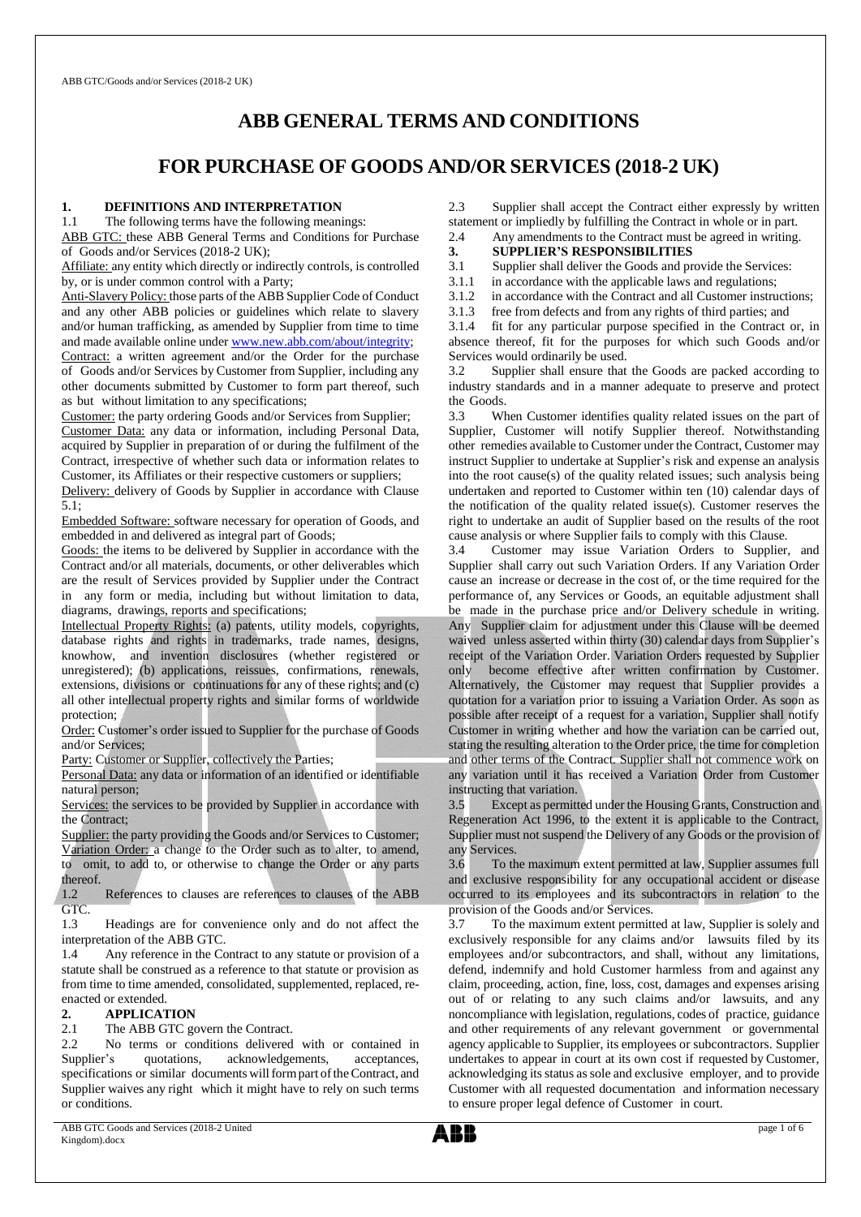# ABB GENERAL TERMS AND CONDITIONS

# FOR PURCHASE OF GOODS AND/OR SERVICES (2018-2 UK)

## 1. DEFINITIONS AND INTERPRETATION

1.1 The following terms have the following meanings:

ABB GTC: these ABB General Terms and Conditions for Purchase of Goods and/or Services (2018-2 UK);

Affiliate: any entity which directly or indirectly controls, is controlled by, or is under common control with a Party;

Anti-Slavery Policy: those parts of the ABB Supplier Code of Conduct and any other ABB policies or guidelines which relate to slavery and/or human trafficking, as amended by Supplier from time to time and made available online under www.new.abb.com/about/integrity;

Contract: a written agreement and/or the Order for the purchase of Goods and/or Services by Customer from Supplier, including any other documents submitted by Customer to form part thereof, such as but without limitation to any specifications;

Customer: the party ordering Goods and/or Services from Supplier;

Customer Data: any data or information, including Personal Data, acquired by Supplier in preparation of or during the fulfilment of the Contract, irrespective of whether such data or information relates to Customer, its Affiliates or their respective customers or suppliers;

Delivery: delivery of Goods by Supplier in accordance with Clause 5.1;

Embedded Software: software necessary for operation of Goods, and embedded in and delivered as integral part of Goods;

Goods: the items to be delivered by Supplier in accordance with the Contract and/or all materials, documents, or other deliverables which are the result of Services provided by Supplier under the Contract in any form or media, including but without limitation to data, diagrams, drawings, reports and specifications;

Intellectual Property Rights: (a) patents, utility models, copyrights, database rights and rights in trademarks, trade names, designs, knowhow, and invention disclosures (whether registered or unregistered); (b) applications, reissues, confirmations, renewals, extensions, divisions or continuations for any of these rights; and (c) all other intellectual property rights and similar forms of worldwide protection;

Order: Customer's order issued to Supplier for the purchase of Goods and/or Services;

Party: Customer or Supplier, collectively the Parties;

Personal Data: any data or information of an identified or identifiable natural person;

Services: the services to be provided by Supplier in accordance with the Contract;

Supplier: the party providing the Goods and/or Services to Customer;

Variation Order: a change to the Order such as to alter, to amend, to omit, to add to, or otherwise to change the Order or any parts thereof.

1.2 References to clauses are references to clauses of the ABB GTC.

1.3 Headings are for convenience only and do not affect the interpretation of the ABB GTC.

1.4 Any reference in the Contract to any statute or provision of a statute shall be construed as a reference to that statute or provision as from time to time amended, consolidated, supplemented, replaced, re-enacted or extended.

## 2. APPLICATION

2.1 The ABB GTC govern the Contract.

2.2 No terms or conditions delivered with or contained in Supplier's quotations, acknowledgements, acceptances, specifications or similar documents will form part of the Contract, and Supplier waives any right which it might have to rely on such terms or conditions.

2.3 Supplier shall accept the Contract either expressly by written statement or impliedly by fulfilling the Contract in whole or in part.

2.4 Any amendments to the Contract must be agreed in writing.

## 3. SUPPLIER'S RESPONSIBILITIES

3.1 Supplier shall deliver the Goods and provide the Services:

3.1.1 in accordance with the applicable laws and regulations;

3.1.2 in accordance with the Contract and all Customer instructions;

3.1.3 free from defects and from any rights of third parties; and

3.1.4 fit for any particular purpose specified in the Contract or, in absence thereof, fit for the purposes for which such Goods and/or Services would ordinarily be used.

3.2 Supplier shall ensure that the Goods are packed according to industry standards and in a manner adequate to preserve and protect the Goods.

3.3 When Customer identifies quality related issues on the part of Supplier, Customer will notify Supplier thereof. Notwithstanding other remedies available to Customer under the Contract, Customer may instruct Supplier to undertake at Supplier's risk and expense an analysis into the root cause(s) of the quality related issues; such analysis being undertaken and reported to Customer within ten (10) calendar days of the notification of the quality related issue(s). Customer reserves the right to undertake an audit of Supplier based on the results of the root cause analysis or where Supplier fails to comply with this Clause.

3.4 Customer may issue Variation Orders to Supplier, and Supplier shall carry out such Variation Orders. If any Variation Order cause an increase or decrease in the cost of, or the time required for the performance of, any Services or Goods, an equitable adjustment shall be made in the purchase price and/or Delivery schedule in writing. Any Supplier claim for adjustment under this Clause will be deemed waived unless asserted within thirty (30) calendar days from Supplier's receipt of the Variation Order. Variation Orders requested by Supplier only become effective after written confirmation by Customer. Alternatively, the Customer may request that Supplier provides a quotation for a variation prior to issuing a Variation Order. As soon as possible after receipt of a request for a variation, Supplier shall notify Customer in writing whether and how the variation can be carried out, stating the resulting alteration to the Order price, the time for completion and other terms of the Contract. Supplier shall not commence work on any variation until it has received a Variation Order from Customer instructing that variation.

3.5 Except as permitted under the Housing Grants, Construction and Regeneration Act 1996, to the extent it is applicable to the Contract, Supplier must not suspend the Delivery of any Goods or the provision of any Services.

3.6 To the maximum extent permitted at law, Supplier assumes full and exclusive responsibility for any occupational accident or disease occurred to its employees and its subcontractors in relation to the provision of the Goods and/or Services.

3.7 To the maximum extent permitted at law, Supplier is solely and exclusively responsible for any claims and/or lawsuits filed by its employees and/or subcontractors, and shall, without any limitations, defend, indemnify and hold Customer harmless from and against any claim, proceeding, action, fine, loss, cost, damages and expenses arising out of or relating to any such claims and/or lawsuits, and any noncompliance with legislation, regulations, codes of practice, guidance and other requirements of any relevant government or governmental agency applicable to Supplier, its employees or subcontractors. Supplier undertakes to appear in court at its own cost if requested by Customer, acknowledging its status as sole and exclusive employer, and to provide Customer with all requested documentation and information necessary to ensure proper legal defence of Customer in court.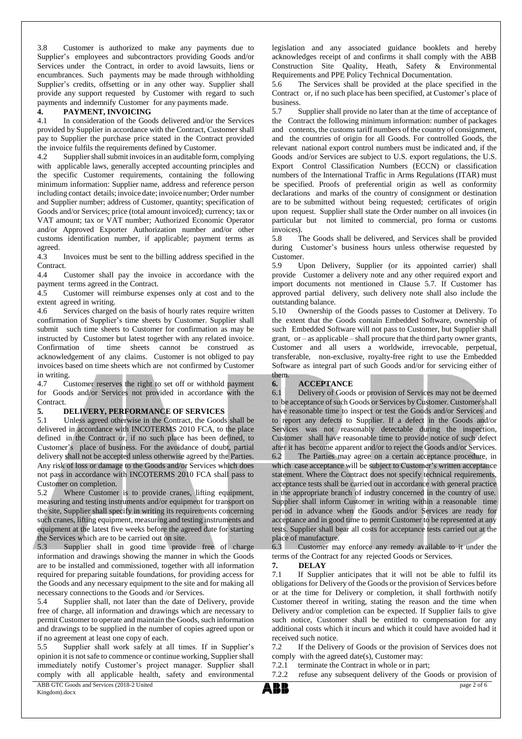3.8 Customer is authorized to make any payments due to Supplier's employees and subcontractors providing Goods and/or Services under the Contract, in order to avoid lawsuits, liens or encumbrances. Such payments may be made through withholding Supplier's credits, offsetting or in any other way. Supplier shall provide any support requested by Customer with regard to such payments and indemnify Customer for any payments made.

## 4. PAYMENT, INVOICING

4.1 In consideration of the Goods delivered and/or the Services provided by Supplier in accordance with the Contract, Customer shall pay to Supplier the purchase price stated in the Contract provided the invoice fulfils the requirements defined by Customer.

4.2 Supplier shall submit invoices in an auditable form, complying with applicable laws, generally accepted accounting principles and the specific Customer requirements, containing the following minimum information: Supplier name, address and reference person including contact details; invoice date; invoice number; Order number and Supplier number; address of Customer, quantity; specification of Goods and/or Services; price (total amount invoiced); currency; tax or VAT amount; tax or VAT number; Authorized Economic Operator and/or Approved Exporter Authorization number and/or other customs identification number, if applicable; payment terms as agreed.

4.3 Invoices must be sent to the billing address specified in the Contract.

4.4 Customer shall pay the invoice in accordance with the payment terms agreed in the Contract.

4.5 Customer will reimburse expenses only at cost and to the extent agreed in writing.

4.6 Services charged on the basis of hourly rates require written confirmation of Supplier's time sheets by Customer. Supplier shall submit such time sheets to Customer for confirmation as may be instructed by Customer but latest together with any related invoice. Confirmation of time sheets cannot be construed as acknowledgement of any claims. Customer is not obliged to pay invoices based on time sheets which are not confirmed by Customer in writing.

4.7 Customer reserves the right to set off or withhold payment for Goods and/or Services not provided in accordance with the Contract.

## 5. DELIVERY, PERFORMANCE OF SERVICES

5.1 Unless agreed otherwise in the Contract, the Goods shall be delivered in accordance with INCOTERMS 2010 FCA, to the place defined in the Contract or, if no such place has been defined, to Customer's place of business. For the avoidance of doubt, partial delivery shall not be accepted unless otherwise agreed by the Parties. Any risk of loss or damage to the Goods and/or Services which does not pass in accordance with INCOTERMS 2010 FCA shall pass to Customer on completion.

5.2 Where Customer is to provide cranes, lifting equipment, measuring and testing instruments and/or equipment for transport on the site, Supplier shall specify in writing its requirements concerning such cranes, lifting equipment, measuring and testing instruments and equipment at the latest five weeks before the agreed date for starting the Services which are to be carried out on site.

5.3 Supplier shall in good time provide free of charge information and drawings showing the manner in which the Goods are to be installed and commissioned, together with all information required for preparing suitable foundations, for providing access for the Goods and any necessary equipment to the site and for making all necessary connections to the Goods and /or Services.

5.4 Supplier shall, not later than the date of Delivery, provide free of charge, all information and drawings which are necessary to permit Customer to operate and maintain the Goods, such information and drawings to be supplied in the number of copies agreed upon or if no agreement at least one copy of each.

5.5 Supplier shall work safely at all times. If in Supplier's opinion it is not safe to commence or continue working, Supplier shall immediately notify Customer's project manager. Supplier shall comply with all applicable health, safety and environmental legislation and any associated guidance booklets and hereby acknowledges receipt of and confirms it shall comply with the ABB Construction Site Quality, Heath, Safety & Environmental Requirements and PPE Policy Technical Documentation.

5.6 The Services shall be provided at the place specified in the Contract or, if no such place has been specified, at Customer's place of business.

5.7 Supplier shall provide no later than at the time of acceptance of the Contract the following minimum information: number of packages and contents, the customs tariff numbers of the country of consignment, and the countries of origin for all Goods. For controlled Goods, the relevant national export control numbers must be indicated and, if the Goods and/or Services are subject to U.S. export regulations, the U.S. Export Control Classification Numbers (ECCN) or classification numbers of the International Traffic in Arms Regulations (ITAR) must be specified. Proofs of preferential origin as well as conformity declarations and marks of the country of consignment or destination are to be submitted without being requested; certificates of origin upon request. Supplier shall state the Order number on all invoices (in particular but not limited to commercial, pro forma or customs invoices).

5.8 The Goods shall be delivered, and Services shall be provided during Customer's business hours unless otherwise requested by Customer.

5.9 Upon Delivery, Supplier (or its appointed carrier) shall provide Customer a delivery note and any other required export and import documents not mentioned in Clause 5.7. If Customer has approved partial delivery, such delivery note shall also include the outstanding balance.

5.10 Ownership of the Goods passes to Customer at Delivery. To the extent that the Goods contain Embedded Software, ownership of such Embedded Software will not pass to Customer, but Supplier shall grant, or – as applicable – shall procure that the third party owner grants, Customer and all users a worldwide, irrevocable, perpetual, transferable, non-exclusive, royalty-free right to use the Embedded Software as integral part of such Goods and/or for servicing either of them.

## 6. ACCEPTANCE

6.1 Delivery of Goods or provision of Services may not be deemed to be acceptance of such Goods or Services by Customer. Customer shall have reasonable time to inspect or test the Goods and/or Services and to report any defects to Supplier. If a defect in the Goods and/or Services was not reasonably detectable during the inspection, Customer shall have reasonable time to provide notice of such defect after it has become apparent and/or to reject the Goods and/or Services.

6.2 The Parties may agree on a certain acceptance procedure, in which case acceptance will be subject to Customer's written acceptance statement. Where the Contract does not specify technical requirements, acceptance tests shall be carried out in accordance with general practice in the appropriate branch of industry concerned in the country of use. Supplier shall inform Customer in writing within a reasonable time period in advance when the Goods and/or Services are ready for acceptance and in good time to permit Customer to be represented at any tests. Supplier shall bear all costs for acceptance tests carried out at the place of manufacture.

6.3 Customer may enforce any remedy available to it under the terms of the Contract for any rejected Goods or Services.

## 7. DELAY

7.1 If Supplier anticipates that it will not be able to fulfil its obligations for Delivery of the Goods or the provision of Services before or at the time for Delivery or completion, it shall forthwith notify Customer thereof in writing, stating the reason and the time when Delivery and/or completion can be expected. If Supplier fails to give such notice, Customer shall be entitled to compensation for any additional costs which it incurs and which it could have avoided had it received such notice.

7.2 If the Delivery of Goods or the provision of Services does not comply with the agreed date(s), Customer may:

7.2.1 terminate the Contract in whole or in part;

7.2.2 refuse any subsequent delivery of the Goods or provision of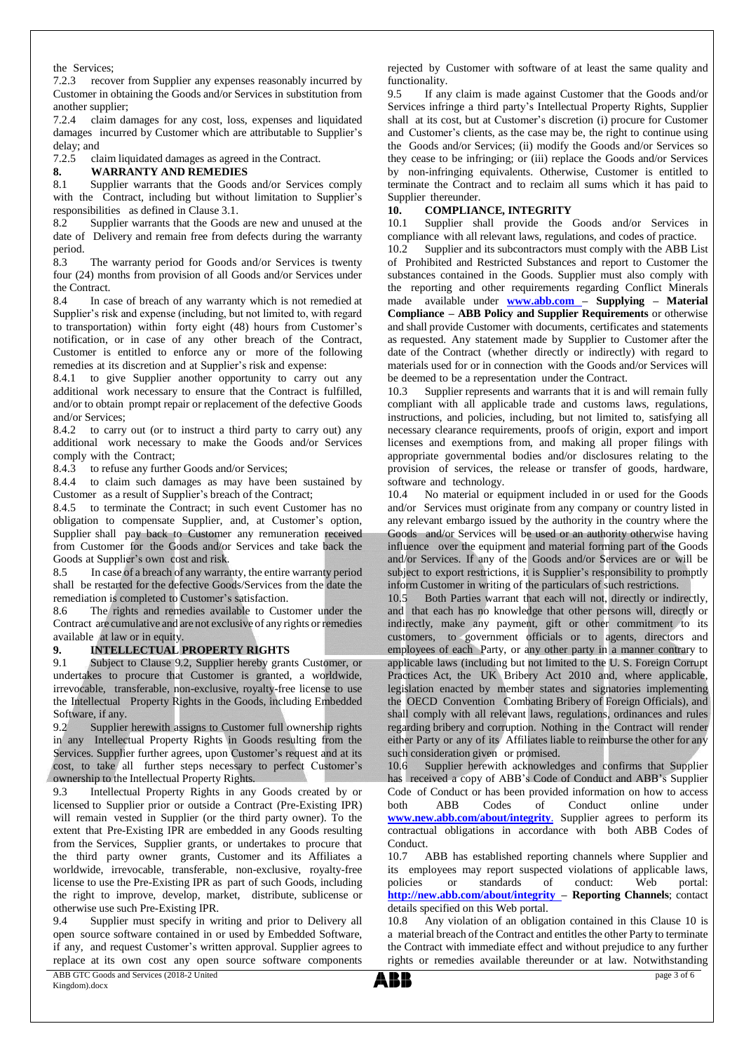the Services;

7.2.3 recover from Supplier any expenses reasonably incurred by Customer in obtaining the Goods and/or Services in substitution from another supplier;

7.2.4 claim damages for any cost, loss, expenses and liquidated damages incurred by Customer which are attributable to Supplier's delay; and

7.2.5 claim liquidated damages as agreed in the Contract.

## 8. WARRANTY AND REMEDIES

8.1 Supplier warrants that the Goods and/or Services comply with the Contract, including but without limitation to Supplier's responsibilities as defined in Clause 3.1.

8.2 Supplier warrants that the Goods are new and unused at the date of Delivery and remain free from defects during the warranty period.

8.3 The warranty period for Goods and/or Services is twenty four (24) months from provision of all Goods and/or Services under the Contract.

8.4 In case of breach of any warranty which is not remedied at Supplier's risk and expense (including, but not limited to, with regard to transportation) within forty eight (48) hours from Customer's notification, or in case of any other breach of the Contract, Customer is entitled to enforce any or more of the following remedies at its discretion and at Supplier's risk and expense:

8.4.1 to give Supplier another opportunity to carry out any additional work necessary to ensure that the Contract is fulfilled, and/or to obtain prompt repair or replacement of the defective Goods and/or Services;

8.4.2 to carry out (or to instruct a third party to carry out) any additional work necessary to make the Goods and/or Services comply with the Contract;

8.4.3 to refuse any further Goods and/or Services;

8.4.4 to claim such damages as may have been sustained by Customer as a result of Supplier's breach of the Contract;

8.4.5 to terminate the Contract; in such event Customer has no obligation to compensate Supplier, and, at Customer's option, Supplier shall pay back to Customer any remuneration received from Customer for the Goods and/or Services and take back the Goods at Supplier's own cost and risk.

8.5 In case of a breach of any warranty, the entire warranty period shall be restarted for the defective Goods/Services from the date the remediation is completed to Customer's satisfaction.

8.6 The rights and remedies available to Customer under the Contract are cumulative and are not exclusive of any rights or remedies available at law or in equity.

## 9. INTELLECTUAL PROPERTY RIGHTS

9.1 Subject to Clause 9.2, Supplier hereby grants Customer, or undertakes to procure that Customer is granted, a worldwide, irrevocable, transferable, non-exclusive, royalty-free license to use the Intellectual Property Rights in the Goods, including Embedded Software, if any.

9.2 Supplier herewith assigns to Customer full ownership rights in any Intellectual Property Rights in Goods resulting from the Services. Supplier further agrees, upon Customer's request and at its cost, to take all further steps necessary to perfect Customer's ownership to the Intellectual Property Rights.

9.3 Intellectual Property Rights in any Goods created by or licensed to Supplier prior or outside a Contract (Pre-Existing IPR) will remain vested in Supplier (or the third party owner). To the extent that Pre-Existing IPR are embedded in any Goods resulting from the Services, Supplier grants, or undertakes to procure that the third party owner grants, Customer and its Affiliates a worldwide, irrevocable, transferable, non-exclusive, royalty-free license to use the Pre-Existing IPR as part of such Goods, including the right to improve, develop, market, distribute, sublicense or otherwise use such Pre-Existing IPR.

9.4 Supplier must specify in writing and prior to Delivery all open source software contained in or used by Embedded Software, if any, and request Customer's written approval. Supplier agrees to replace at its own cost any open source software components rejected by Customer with software of at least the same quality and functionality.

9.5 If any claim is made against Customer that the Goods and/or Services infringe a third party's Intellectual Property Rights, Supplier shall at its cost, but at Customer's discretion (i) procure for Customer and Customer's clients, as the case may be, the right to continue using the Goods and/or Services; (ii) modify the Goods and/or Services so they cease to be infringing; or (iii) replace the Goods and/or Services by non-infringing equivalents. Otherwise, Customer is entitled to terminate the Contract and to reclaim all sums which it has paid to Supplier thereunder.

## 10. COMPLIANCE, INTEGRITY

10.1 Supplier shall provide the Goods and/or Services in compliance with all relevant laws, regulations, and codes of practice.

10.2 Supplier and its subcontractors must comply with the ABB List of Prohibited and Restricted Substances and report to Customer the substances contained in the Goods. Supplier must also comply with the reporting and other requirements regarding Conflict Minerals made available under **www.abb.com – Supplying – Material Compliance – ABB Policy and Supplier Requirements** or otherwise and shall provide Customer with documents, certificates and statements as requested. Any statement made by Supplier to Customer after the date of the Contract (whether directly or indirectly) with regard to materials used for or in connection with the Goods and/or Services will be deemed to be a representation under the Contract.

10.3 Supplier represents and warrants that it is and will remain fully compliant with all applicable trade and customs laws, regulations, instructions, and policies, including, but not limited to, satisfying all necessary clearance requirements, proofs of origin, export and import licenses and exemptions from, and making all proper filings with appropriate governmental bodies and/or disclosures relating to the provision of services, the release or transfer of goods, hardware, software and technology.

10.4 No material or equipment included in or used for the Goods and/or Services must originate from any company or country listed in any relevant embargo issued by the authority in the country where the Goods and/or Services will be used or an authority otherwise having influence over the equipment and material forming part of the Goods and/or Services. If any of the Goods and/or Services are or will be subject to export restrictions, it is Supplier's responsibility to promptly inform Customer in writing of the particulars of such restrictions.

10.5 Both Parties warrant that each will not, directly or indirectly, and that each has no knowledge that other persons will, directly or indirectly, make any payment, gift or other commitment to its customers, to government officials or to agents, directors and employees of each Party, or any other party in a manner contrary to applicable laws (including but not limited to the U. S. Foreign Corrupt Practices Act, the UK Bribery Act 2010 and, where applicable, legislation enacted by member states and signatories implementing the OECD Convention Combating Bribery of Foreign Officials), and shall comply with all relevant laws, regulations, ordinances and rules regarding bribery and corruption. Nothing in the Contract will render either Party or any of its Affiliates liable to reimburse the other for any such consideration given or promised.

10.6 Supplier herewith acknowledges and confirms that Supplier has received a copy of ABB's Code of Conduct and ABB's Supplier Code of Conduct or has been provided information on how to access both ABB Codes of Conduct online under **www.new.abb.com/about/integrity**. Supplier agrees to perform its contractual obligations in accordance with both ABB Codes of Conduct.

10.7 ABB has established reporting channels where Supplier and its employees may report suspected violations of applicable laws, policies or standards of conduct: Web portal: **http://new.abb.com/about/integrity – Reporting Channels**; contact details specified on this Web portal.

10.8 Any violation of an obligation contained in this Clause 10 is a material breach of the Contract and entitles the other Party to terminate the Contract with immediate effect and without prejudice to any further rights or remedies available thereunder or at law. Notwithstanding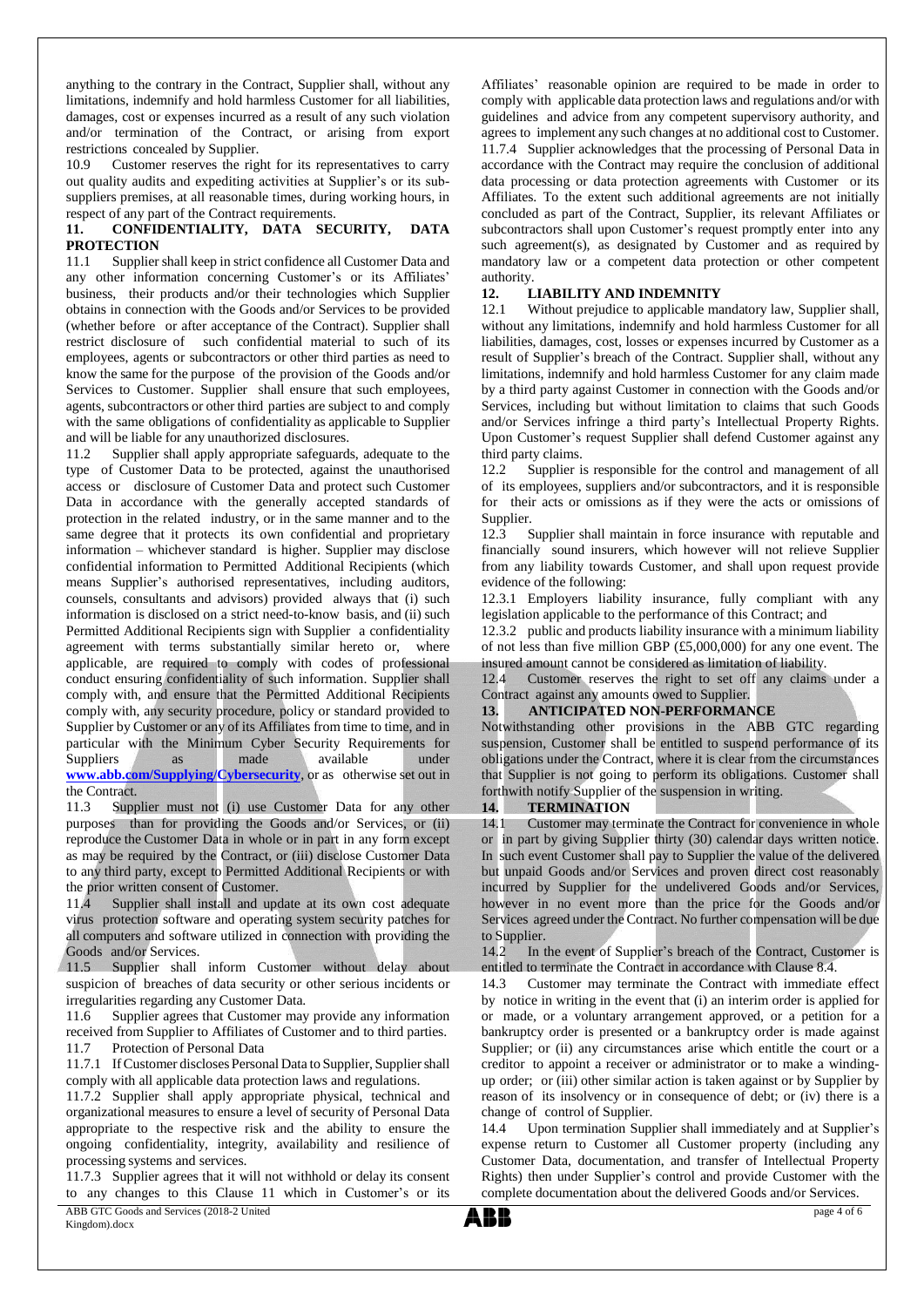anything to the contrary in the Contract, Supplier shall, without any limitations, indemnify and hold harmless Customer for all liabilities, damages, cost or expenses incurred as a result of any such violation and/or termination of the Contract, or arising from export restrictions concealed by Supplier.

10.9 Customer reserves the right for its representatives to carry out quality audits and expediting activities at Supplier's or its sub-suppliers premises, at all reasonable times, during working hours, in respect of any part of the Contract requirements.

## 11. CONFIDENTIALITY, DATA SECURITY, DATA PROTECTION

11.1 Supplier shall keep in strict confidence all Customer Data and any other information concerning Customer's or its Affiliates' business, their products and/or their technologies which Supplier obtains in connection with the Goods and/or Services to be provided (whether before or after acceptance of the Contract). Supplier shall restrict disclosure of such confidential material to such of its employees, agents or subcontractors or other third parties as need to know the same for the purpose of the provision of the Goods and/or Services to Customer. Supplier shall ensure that such employees, agents, subcontractors or other third parties are subject to and comply with the same obligations of confidentiality as applicable to Supplier and will be liable for any unauthorized disclosures.

11.2 Supplier shall apply appropriate safeguards, adequate to the type of Customer Data to be protected, against the unauthorised access or disclosure of Customer Data and protect such Customer Data in accordance with the generally accepted standards of protection in the related industry, or in the same manner and to the same degree that it protects its own confidential and proprietary information – whichever standard is higher. Supplier may disclose confidential information to Permitted Additional Recipients (which means Supplier's authorised representatives, including auditors, counsels, consultants and advisors) provided always that (i) such information is disclosed on a strict need-to-know basis, and (ii) such Permitted Additional Recipients sign with Supplier a confidentiality agreement with terms substantially similar hereto or, where applicable, are required to comply with codes of professional conduct ensuring confidentiality of such information. Supplier shall comply with, and ensure that the Permitted Additional Recipients comply with, any security procedure, policy or standard provided to Supplier by Customer or any of its Affiliates from time to time, and in particular with the Minimum Cyber Security Requirements for Suppliers as made available under **www.abb.com/Supplying/Cybersecurity**, or as otherwise set out in the Contract.

11.3 Supplier must not (i) use Customer Data for any other purposes than for providing the Goods and/or Services, or (ii) reproduce the Customer Data in whole or in part in any form except as may be required by the Contract, or (iii) disclose Customer Data to any third party, except to Permitted Additional Recipients or with the prior written consent of Customer.

11.4 Supplier shall install and update at its own cost adequate virus protection software and operating system security patches for all computers and software utilized in connection with providing the Goods and/or Services.

11.5 Supplier shall inform Customer without delay about suspicion of breaches of data security or other serious incidents or irregularities regarding any Customer Data.

11.6 Supplier agrees that Customer may provide any information received from Supplier to Affiliates of Customer and to third parties.

11.7 Protection of Personal Data

11.7.1 If Customer discloses Personal Data to Supplier, Supplier shall comply with all applicable data protection laws and regulations.

11.7.2 Supplier shall apply appropriate physical, technical and organizational measures to ensure a level of security of Personal Data appropriate to the respective risk and the ability to ensure the ongoing confidentiality, integrity, availability and resilience of processing systems and services.

11.7.3 Supplier agrees that it will not withhold or delay its consent to any changes to this Clause 11 which in Customer's or its Affiliates' reasonable opinion are required to be made in order to comply with applicable data protection laws and regulations and/or with guidelines and advice from any competent supervisory authority, and agrees to implement any such changes at no additional cost to Customer.

11.7.4 Supplier acknowledges that the processing of Personal Data in accordance with the Contract may require the conclusion of additional data processing or data protection agreements with Customer or its Affiliates. To the extent such additional agreements are not initially concluded as part of the Contract, Supplier, its relevant Affiliates or subcontractors shall upon Customer's request promptly enter into any such agreement(s), as designated by Customer and as required by mandatory law or a competent data protection or other competent authority.

## 12. LIABILITY AND INDEMNITY

12.1 Without prejudice to applicable mandatory law, Supplier shall, without any limitations, indemnify and hold harmless Customer for all liabilities, damages, cost, losses or expenses incurred by Customer as a result of Supplier's breach of the Contract. Supplier shall, without any limitations, indemnify and hold harmless Customer for any claim made by a third party against Customer in connection with the Goods and/or Services, including but without limitation to claims that such Goods and/or Services infringe a third party's Intellectual Property Rights. Upon Customer's request Supplier shall defend Customer against any third party claims.

12.2 Supplier is responsible for the control and management of all of its employees, suppliers and/or subcontractors, and it is responsible for their acts or omissions as if they were the acts or omissions of Supplier.

12.3 Supplier shall maintain in force insurance with reputable and financially sound insurers, which however will not relieve Supplier from any liability towards Customer, and shall upon request provide evidence of the following:

12.3.1 Employers liability insurance, fully compliant with any legislation applicable to the performance of this Contract; and

12.3.2 public and products liability insurance with a minimum liability of not less than five million GBP (£5,000,000) for any one event. The insured amount cannot be considered as limitation of liability.

12.4 Customer reserves the right to set off any claims under a Contract against any amounts owed to Supplier.

## 13. ANTICIPATED NON-PERFORMANCE

Notwithstanding other provisions in the ABB GTC regarding suspension, Customer shall be entitled to suspend performance of its obligations under the Contract, where it is clear from the circumstances that Supplier is not going to perform its obligations. Customer shall forthwith notify Supplier of the suspension in writing.

## 14. TERMINATION

14.1 Customer may terminate the Contract for convenience in whole or in part by giving Supplier thirty (30) calendar days written notice. In such event Customer shall pay to Supplier the value of the delivered but unpaid Goods and/or Services and proven direct cost reasonably incurred by Supplier for the undelivered Goods and/or Services, however in no event more than the price for the Goods and/or Services agreed under the Contract. No further compensation will be due to Supplier.

14.2 In the event of Supplier's breach of the Contract, Customer is entitled to terminate the Contract in accordance with Clause 8.4.

14.3 Customer may terminate the Contract with immediate effect by notice in writing in the event that (i) an interim order is applied for or made, or a voluntary arrangement approved, or a petition for a bankruptcy order is presented or a bankruptcy order is made against Supplier; or (ii) any circumstances arise which entitle the court or a creditor to appoint a receiver or administrator or to make a winding-up order; or (iii) other similar action is taken against or by Supplier by reason of its insolvency or in consequence of debt; or (iv) there is a change of control of Supplier.

14.4 Upon termination Supplier shall immediately and at Supplier's expense return to Customer all Customer property (including any Customer Data, documentation, and transfer of Intellectual Property Rights) then under Supplier's control and provide Customer with the complete documentation about the delivered Goods and/or Services.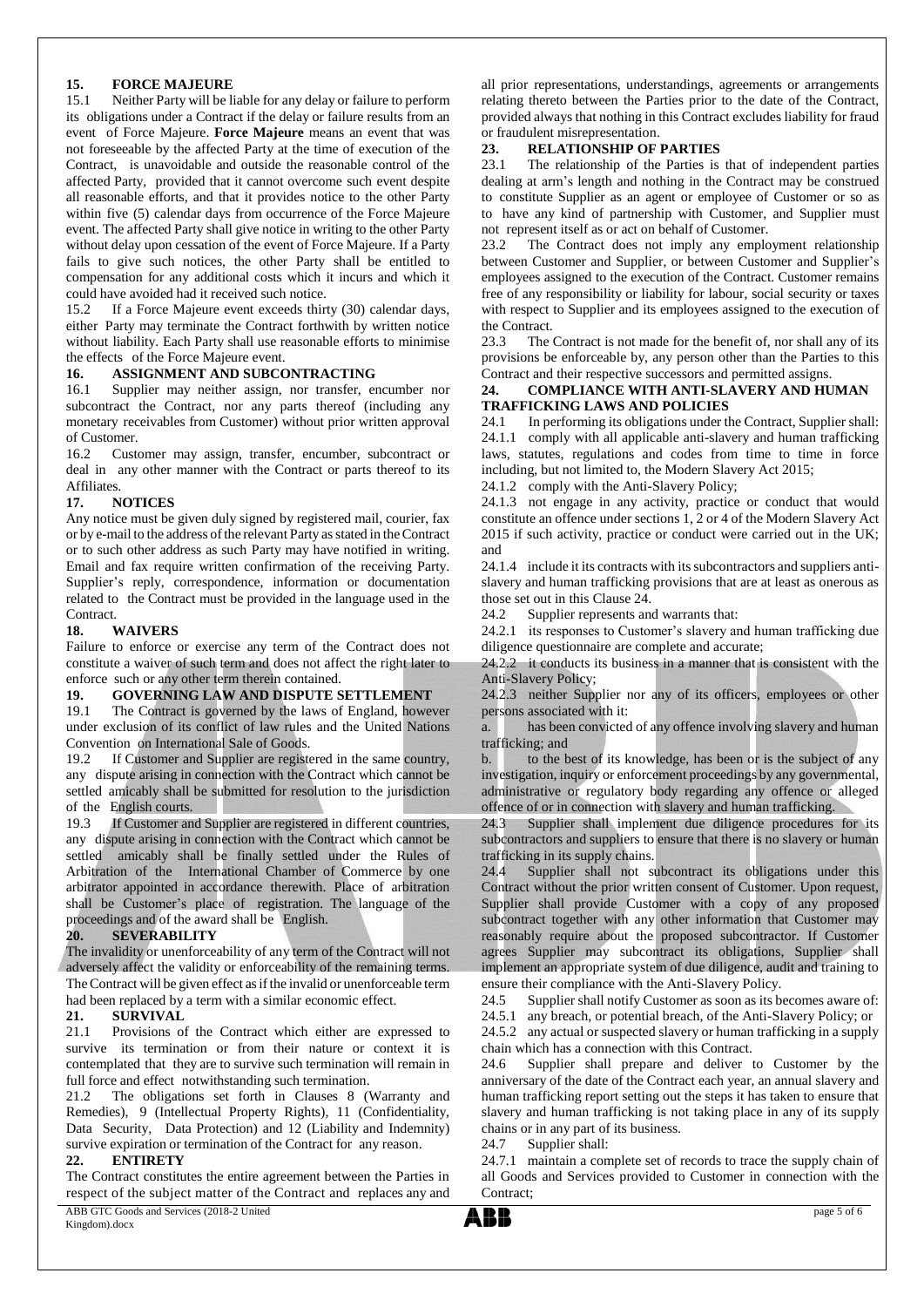## 15. FORCE MAJEURE

15.1 Neither Party will be liable for any delay or failure to perform its obligations under a Contract if the delay or failure results from an event of Force Majeure. **Force Majeure** means an event that was not foreseeable by the affected Party at the time of execution of the Contract, is unavoidable and outside the reasonable control of the affected Party, provided that it cannot overcome such event despite all reasonable efforts, and that it provides notice to the other Party within five (5) calendar days from occurrence of the Force Majeure event. The affected Party shall give notice in writing to the other Party without delay upon cessation of the event of Force Majeure. If a Party fails to give such notices, the other Party shall be entitled to compensation for any additional costs which it incurs and which it could have avoided had it received such notice.

15.2 If a Force Majeure event exceeds thirty (30) calendar days, either Party may terminate the Contract forthwith by written notice without liability. Each Party shall use reasonable efforts to minimise the effects of the Force Majeure event.

## 16. ASSIGNMENT AND SUBCONTRACTING

16.1 Supplier may neither assign, nor transfer, encumber nor subcontract the Contract, nor any parts thereof (including any monetary receivables from Customer) without prior written approval of Customer.

16.2 Customer may assign, transfer, encumber, subcontract or deal in any other manner with the Contract or parts thereof to its Affiliates.

## 17. NOTICES

Any notice must be given duly signed by registered mail, courier, fax or by e-mail to the address of the relevant Party as stated in the Contract or to such other address as such Party may have notified in writing. Email and fax require written confirmation of the receiving Party. Supplier's reply, correspondence, information or documentation related to the Contract must be provided in the language used in the Contract.

## 18. WAIVERS

Failure to enforce or exercise any term of the Contract does not constitute a waiver of such term and does not affect the right later to enforce such or any other term therein contained.

## 19. GOVERNING LAW AND DISPUTE SETTLEMENT

19.1 The Contract is governed by the laws of England, however under exclusion of its conflict of law rules and the United Nations Convention on International Sale of Goods.

19.2 If Customer and Supplier are registered in the same country, any dispute arising in connection with the Contract which cannot be settled amicably shall be submitted for resolution to the jurisdiction of the English courts.

19.3 If Customer and Supplier are registered in different countries, any dispute arising in connection with the Contract which cannot be settled amicably shall be finally settled under the Rules of Arbitration of the International Chamber of Commerce by one arbitrator appointed in accordance therewith. Place of arbitration shall be Customer's place of registration. The language of the proceedings and of the award shall be English.

## 20. SEVERABILITY

The invalidity or unenforceability of any term of the Contract will not adversely affect the validity or enforceability of the remaining terms. The Contract will be given effect as if the invalid or unenforceable term had been replaced by a term with a similar economic effect.

## 21. SURVIVAL

21.1 Provisions of the Contract which either are expressed to survive its termination or from their nature or context it is contemplated that they are to survive such termination will remain in full force and effect notwithstanding such termination.

21.2 The obligations set forth in Clauses 8 (Warranty and Remedies), 9 (Intellectual Property Rights), 11 (Confidentiality, Data Security, Data Protection) and 12 (Liability and Indemnity) survive expiration or termination of the Contract for any reason.

## 22. ENTIRETY

The Contract constitutes the entire agreement between the Parties in respect of the subject matter of the Contract and replaces any and all prior representations, understandings, agreements or arrangements relating thereto between the Parties prior to the date of the Contract, provided always that nothing in this Contract excludes liability for fraud or fraudulent misrepresentation.

## 23. RELATIONSHIP OF PARTIES

23.1 The relationship of the Parties is that of independent parties dealing at arm's length and nothing in the Contract may be construed to constitute Supplier as an agent or employee of Customer or so as to have any kind of partnership with Customer, and Supplier must not represent itself as or act on behalf of Customer.

23.2 The Contract does not imply any employment relationship between Customer and Supplier, or between Customer and Supplier's employees assigned to the execution of the Contract. Customer remains free of any responsibility or liability for labour, social security or taxes with respect to Supplier and its employees assigned to the execution of the Contract.

23.3 The Contract is not made for the benefit of, nor shall any of its provisions be enforceable by, any person other than the Parties to this Contract and their respective successors and permitted assigns.

## 24. COMPLIANCE WITH ANTI-SLAVERY AND HUMAN TRAFFICKING LAWS AND POLICIES

24.1 In performing its obligations under the Contract, Supplier shall:

24.1.1 comply with all applicable anti-slavery and human trafficking laws, statutes, regulations and codes from time to time in force including, but not limited to, the Modern Slavery Act 2015;

24.1.2 comply with the Anti-Slavery Policy;

24.1.3 not engage in any activity, practice or conduct that would constitute an offence under sections 1, 2 or 4 of the Modern Slavery Act 2015 if such activity, practice or conduct were carried out in the UK; and

24.1.4 include it its contracts with its subcontractors and suppliers anti-slavery and human trafficking provisions that are at least as onerous as those set out in this Clause 24.

24.2 Supplier represents and warrants that:

24.2.1 its responses to Customer's slavery and human trafficking due diligence questionnaire are complete and accurate;

24.2.2 it conducts its business in a manner that is consistent with the Anti-Slavery Policy;

24.2.3 neither Supplier nor any of its officers, employees or other persons associated with it:

a. has been convicted of any offence involving slavery and human trafficking; and

b. to the best of its knowledge, has been or is the subject of any investigation, inquiry or enforcement proceedings by any governmental, administrative or regulatory body regarding any offence or alleged offence of or in connection with slavery and human trafficking.

24.3 Supplier shall implement due diligence procedures for its subcontractors and suppliers to ensure that there is no slavery or human trafficking in its supply chains.

24.4 Supplier shall not subcontract its obligations under this Contract without the prior written consent of Customer. Upon request, Supplier shall provide Customer with a copy of any proposed subcontract together with any other information that Customer may reasonably require about the proposed subcontractor. If Customer agrees Supplier may subcontract its obligations, Supplier shall implement an appropriate system of due diligence, audit and training to ensure their compliance with the Anti-Slavery Policy.

24.5 Supplier shall notify Customer as soon as its becomes aware of:

24.5.1 any breach, or potential breach, of the Anti-Slavery Policy; or

24.5.2 any actual or suspected slavery or human trafficking in a supply chain which has a connection with this Contract.

24.6 Supplier shall prepare and deliver to Customer by the anniversary of the date of the Contract each year, an annual slavery and human trafficking report setting out the steps it has taken to ensure that slavery and human trafficking is not taking place in any of its supply chains or in any part of its business.

24.7 Supplier shall:

24.7.1 maintain a complete set of records to trace the supply chain of all Goods and Services provided to Customer in connection with the Contract;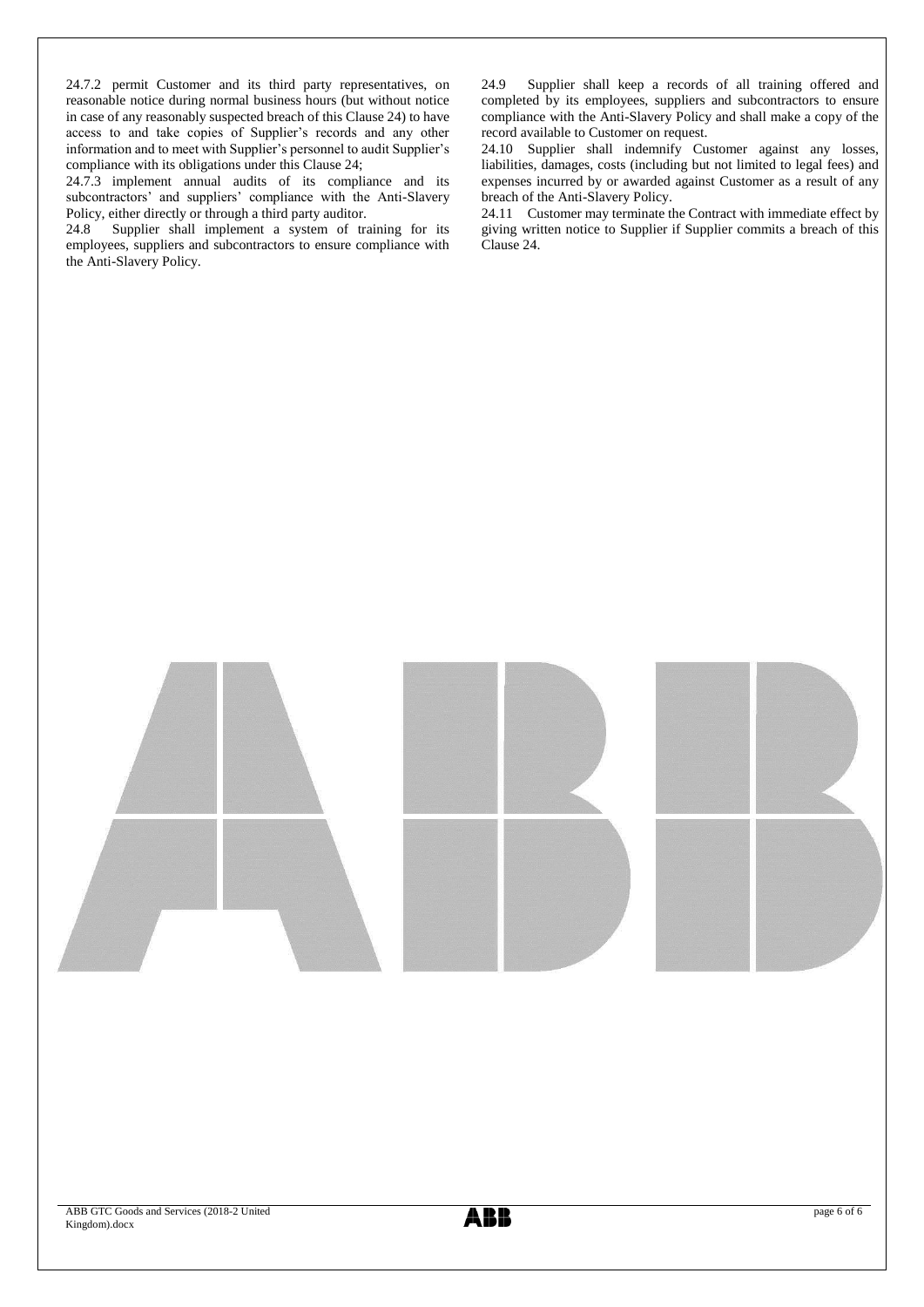24.7.2 permit Customer and its third party representatives, on reasonable notice during normal business hours (but without notice in case of any reasonably suspected breach of this Clause 24) to have access to and take copies of Supplier's records and any other information and to meet with Supplier's personnel to audit Supplier's compliance with its obligations under this Clause 24;

24.7.3 implement annual audits of its compliance and its subcontractors' and suppliers' compliance with the Anti-Slavery Policy, either directly or through a third party auditor.

24.8 Supplier shall implement a system of training for its employees, suppliers and subcontractors to ensure compliance with the Anti-Slavery Policy.

24.9 Supplier shall keep a records of all training offered and completed by its employees, suppliers and subcontractors to ensure compliance with the Anti-Slavery Policy and shall make a copy of the record available to Customer on request.

24.10 Supplier shall indemnify Customer against any losses, liabilities, damages, costs (including but not limited to legal fees) and expenses incurred by or awarded against Customer as a result of any breach of the Anti-Slavery Policy.

24.11 Customer may terminate the Contract with immediate effect by giving written notice to Supplier if Supplier commits a breach of this Clause 24.